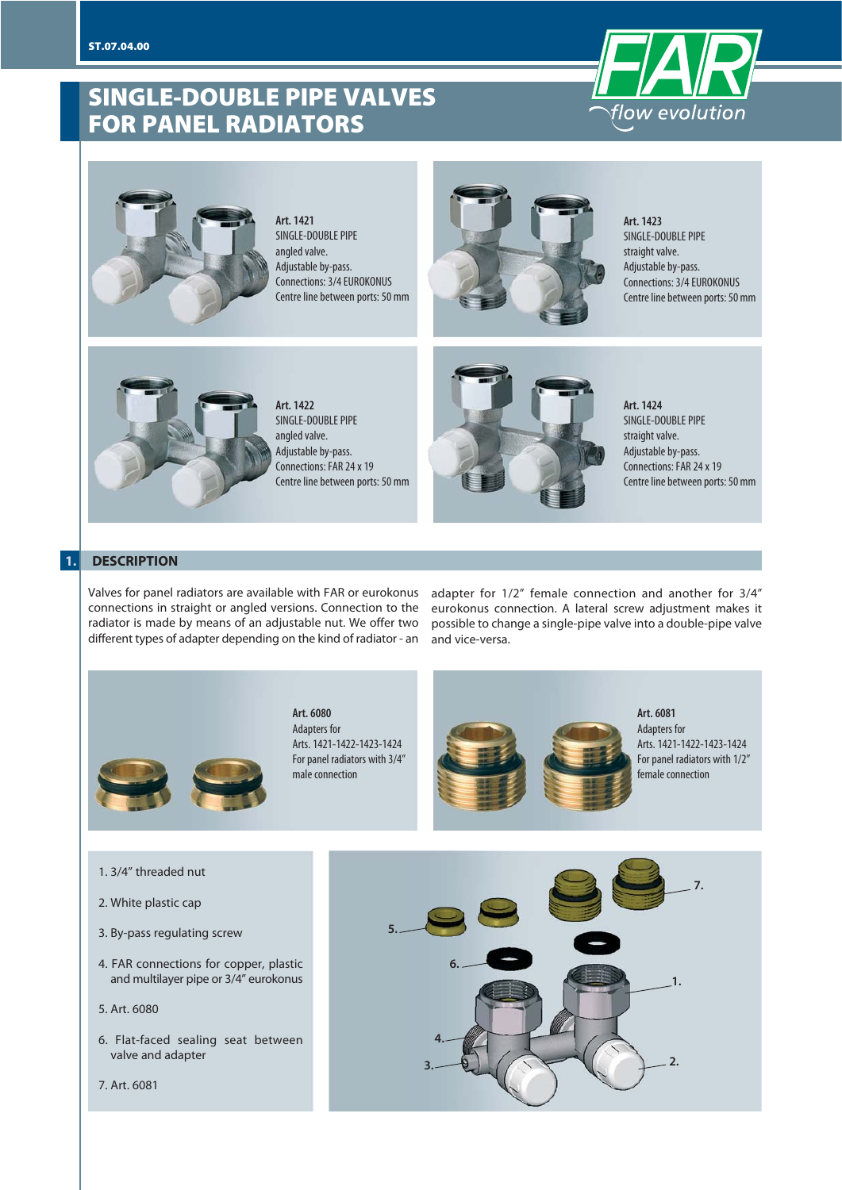# SINGLE-DOUBLE PIPE VALVES FOR PANEL RADIATORS

**Art. 1421**
SINGLE-DOUBLE PIPE
angled valve.
Adjustable by-pass.
Connections: 3/4 EUROKONUS
Centre line between ports: 50 mm

**Art. 1423**
SINGLE-DOUBLE PIPE
straight valve.
Adjustable by-pass.
Connections: 3/4 EUROKONUS
Centre line between ports: 50 mm

**Art. 1422**
SINGLE-DOUBLE PIPE
angled valve.
Adjustable by-pass.
Connections: FAR 24 x 19
Centre line between ports: 50 mm

**Art. 1424**
SINGLE-DOUBLE PIPE
straight valve.
Adjustable by-pass.
Connections: FAR 24 x 19
Centre line between ports: 50 mm

## 1. DESCRIPTION

Valves for panel radiators are available with FAR or eurokonus connections in straight or angled versions. Connection to the radiator is made by means of an adjustable nut. We offer two different types of adapter depending on the kind of radiator - an adapter for 1/2" female connection and another for 3/4" eurokonus connection. A lateral screw adjustment makes it possible to change a single-pipe valve into a double-pipe valve and vice-versa.

**Art. 6080**
Adapters for
Arts. 1421-1422-1423-1424
For panel radiators with 3/4" male connection

**Art. 6081**
Adapters for
Arts. 1421-1422-1423-1424
For panel radiators with 1/2" female connection

1. 3/4" threaded nut
2. White plastic cap
3. By-pass regulating screw
4. FAR connections for copper, plastic and multilayer pipe or 3/4" eurokonus
5. Art. 6080
6. Flat-faced sealing seat between valve and adapter
7. Art. 6081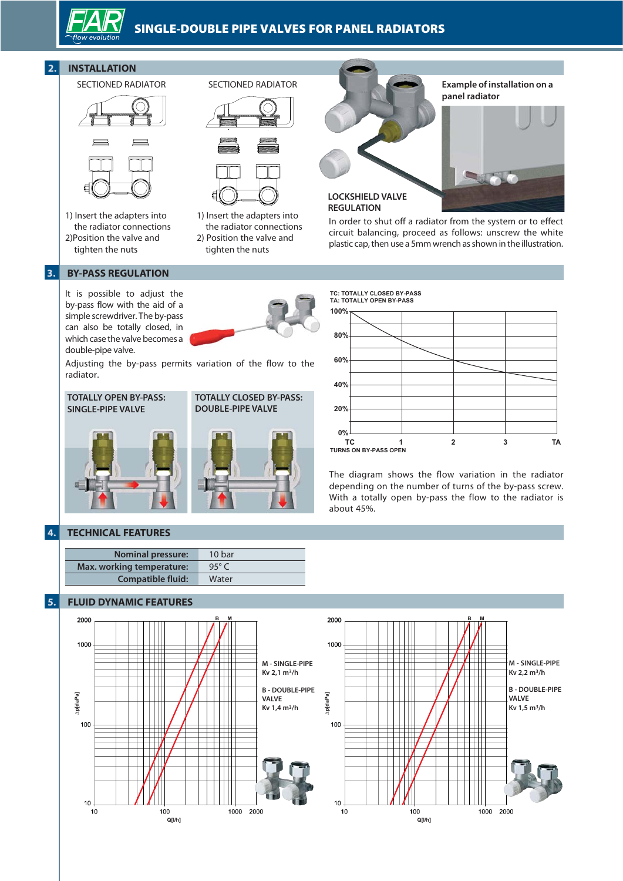# SINGLE-DOUBLE PIPE VALVES FOR PANEL RADIATORS

## 2. INSTALLATION

SECTIONED RADIATOR

1) Insert the adapters into the radiator connections
2)Position the valve and tighten the nuts

SECTIONED RADIATOR

1) Insert the adapters into the radiator connections
2) Position the valve and tighten the nuts

**Example of installation on a panel radiator**

**LOCKSHIELD VALVE REGULATION**

In order to shut off a radiator from the system or to effect circuit balancing, proceed as follows: unscrew the white plastic cap, then use a 5mm wrench as shown in the illustration.

## 3. BY-PASS REGULATION

It is possible to adjust the by-pass flow with the aid of a simple screwdriver. The by-pass can also be totally closed, in which case the valve becomes a double-pipe valve.

Adjusting the by-pass permits variation of the flow to the radiator.

**TOTALLY OPEN BY-PASS: SINGLE-PIPE VALVE**

**TOTALLY CLOSED BY-PASS: DOUBLE-PIPE VALVE**

TC: TOTALLY CLOSED BY-PASS
TA: TOTALLY OPEN BY-PASS

100%
80%
60%
40%
20%
0%
TC 1 2 3 TA
TURNS ON BY-PASS OPEN

The diagram shows the flow variation in the radiator depending on the number of turns of the by-pass screw. With a totally open by-pass the flow to the radiator is about 45%.

## 4. TECHNICAL FEATURES

| | |
|---|---|
| **Nominal pressure:** | 10 bar |
| **Max. working temperature:** | 95° C |
| **Compatible fluid:** | Water |

## 5. FLUID DYNAMIC FEATURES

2000
1000
100
10
Δp[daPa]
10 100 1000 2000
Q[l/h]
B M

M - SINGLE-PIPE
Kv 2,1 m³/h

B - DOUBLE-PIPE VALVE
Kv 1,4 m³/h

2000
1000
100
10
Δp[daPa]
10 100 1000 2000
Q[l/h]
B M

M - SINGLE-PIPE
Kv 2,2 m³/h

B - DOUBLE-PIPE VALVE
Kv 1,5 m³/h